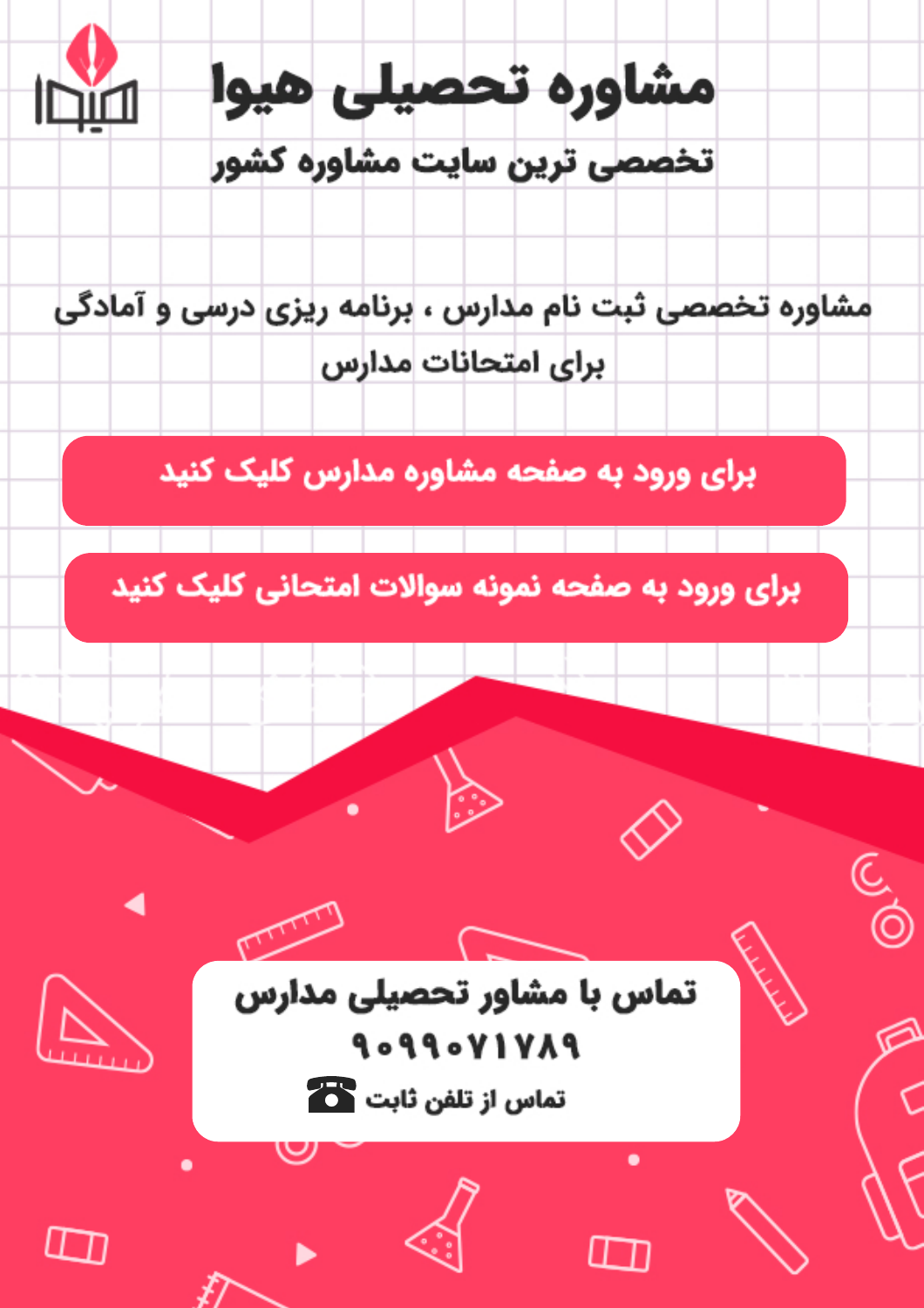# مشاوره تحصیلی هیوا

## تخصصی ترین سایت مشاوره کشور

مشاوره تخصصی ثبت نام مدارس ، برنامه ریزی درسی و آمادگی برای امتحانات مدارس

**برای ورود به صفحه مشاوره مدارس کلیک کنید**

**برای ورود به صفحه نمونه سوالات امتحانی کلیک کنید**

**تماس با مشاور تحصیلی مدارس**

**۹۰۹۹۰۷۱۷۸۹**

تماس از تلفن ثابت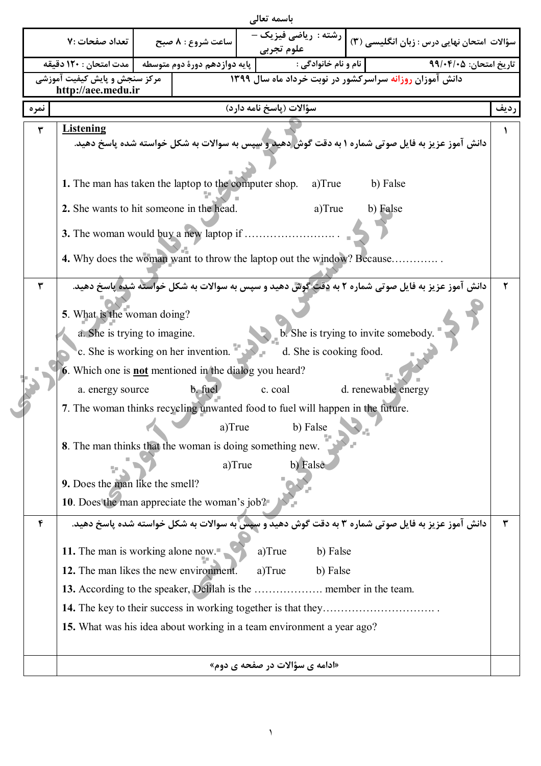باسمه تعالی

| سؤالات امتحان نهایی درس : زبان انگلیسی (۳) | رشته : ریاضی فیزیک – علوم تجربی | ساعت شروع : ۸ صبح | تعداد صفحات :۷ |
|---|---|---|---|
| تاریخ امتحان: ۹۹/۰۴/۰۵ | نام و نام خانوادگی : | پایه دوازدهم دورهٔ دوم متوسطه | مدت امتحان : ۱۲۰ دقیقه |
| دانش آموزان روزانه سراسرکشور در نوبت خرداد ماه سال ۱۳۹۹ | | | مرکز سنجش و پایش کیفیت آموزشی http://aee.medu.ir |

| ردیف | سؤالات (پاسخ نامه دارد) | نمره |
|---|---|---|
| ۱ | **Listening**<br>دانش آموز عزیز به فایل صوتی شماره ۱ به دقت گوش دهید و سپس به سوالات به شکل خواسته شده پاسخ دهید.<br><br>**1.** The man has taken the laptop to the computer shop. a)True b) False<br>**2.** She wants to hit someone in the head. a)True b) False<br>**3.** The woman would buy a new laptop if ……………………. .<br>**4.** Why does the woman want to throw the laptop out the window? Because…………. . | ۳ |
| ۲ | دانش آموز عزیز به فایل صوتی شماره ۲ به دقت گوش دهید و سپس به سوالات به شکل خواسته شده پاسخ دهید.<br><br>**5**. What is the woman doing?<br>a. She is trying to imagine. b. She is trying to invite somebody.<br>c. She is working on her invention. d. She is cooking food.<br>**6**. Which one is **not** mentioned in the dialog you heard?<br>a. energy source b. fuel c. coal d. renewable energy<br>**7**. The woman thinks recycling unwanted food to fuel will happen in the future. a)True b) False<br>**8**. The man thinks that the woman is doing something new. a)True b) False<br>**9.** Does the man like the smell?<br>**10**. Does the man appreciate the woman's job? | ۳ |
| ۳ | دانش آموز عزیز به فایل صوتی شماره ۳ به دقت گوش دهید و سپس به سوالات به شکل خواسته شده پاسخ دهید.<br><br>**11.** The man is working alone now. a)True b) False<br>**12.** The man likes the new environment. a)True b) False<br>**13.** According to the speaker, Delilah is the ………………. member in the team.<br>**14.** The key to their success in working together is that they…………………………. .<br>**15.** What was his idea about working in a team environment a year ago? | ۴ |
| | «ادامه ی سؤالات در صفحه ی دوم» | |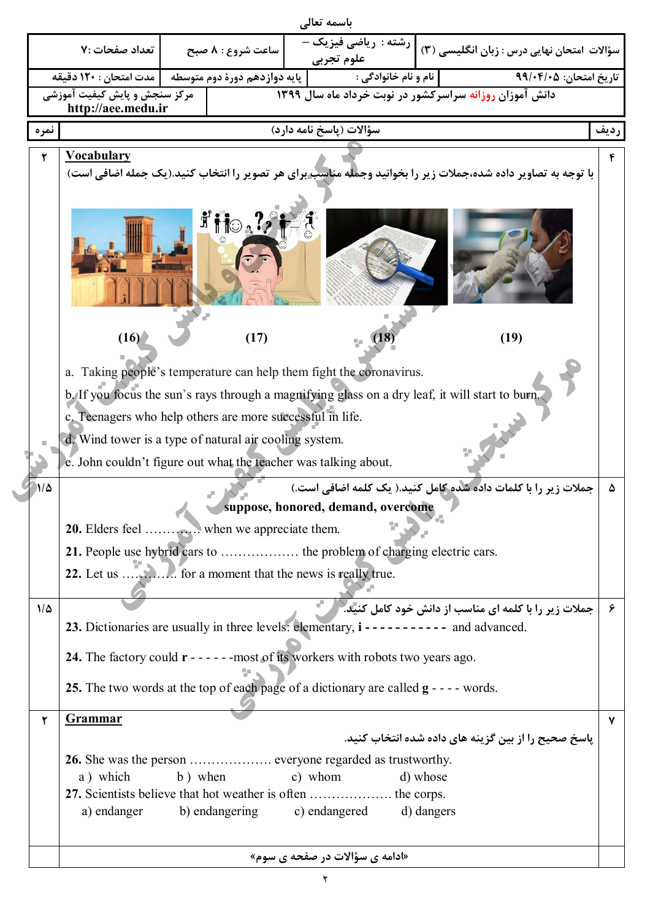باسمه تعالی

| سؤالات امتحان نهایی درس : زبان انگلیسی (۳) | رشته : ریاضی فیزیک – علوم تجربی | ساعت شروع : ۸ صبح | تعداد صفحات: ۷ |
|---|---|---|---|
| تاریخ امتحان: ۹۹/۰۴/۰۵ | نام و نام خانوادگی : | پایه دوازدهم دورهٔ دوم متوسطه | مدت امتحان : ۱۲۰ دقیقه |
| دانش آموزان روزانه سراسرکشور در نوبت خرداد ماه سال ۱۳۹۹ | | | مرکز سنجش و پایش کیفیت آموزشی http://aee.medu.ir |

| ردیف | سؤالات (پاسخ نامه دارد) | نمره |
|---|---|---|
| ۴ | **Vocabulary**<br>با توجه به تصاویر داده شده،جملات زیر را بخوانید وجمله مناسب برای هر تصویر را انتخاب کنید.(یک جمله اضافی است)<br>(16) (17) (18) (19)<br>a. Taking people's temperature can help them fight the coronavirus.<br>b. If you focus the sun`s rays through a magnifying glass on a dry leaf, it will start to burn.<br>c. Teenagers who help others are more successful in life.<br>d. Wind tower is a type of natural air cooling system.<br>e. John couldn't figure out what the teacher was talking about. | ۲ |
| ۵ | جملات زیر را با کلمات داده شده کامل کنید.( یک کلمه اضافی است.)<br>**suppose, honored, demand, overcome**<br>**20.** Elders feel ………… when we appreciate them.<br>**21.** People use hybrid cars to ……………… the problem of charging electric cars.<br>**22.** Let us ………… for a moment that the news is really true. | ۱/۵ |
| ۶ | جملات زیر را با کلمه ای مناسب از دانش خود کامل کنید.<br>**23.** Dictionaries are usually in three levels: elementary, **i** - - - - - - - - - - - and advanced.<br>**24.** The factory could **r** - - - - - -most of its workers with robots two years ago.<br>**25.** The two words at the top of each page of a dictionary are called **g** - - - - words. | ۱/۵ |
| ۷ | **Grammar**<br>پاسخ صحیح را از بین گزینه های داده شده انتخاب کنید.<br>**26.** She was the person ………………. everyone regarded as trustworthy.<br>a ) which b ) when c) whom d) whose<br>**27.** Scientists believe that hot weather is often ………………. the corps.<br>a) endanger b) endangering c) endangered d) dangers | ۲ |
| | «ادامه ی سؤالات در صفحه ی سوم» | |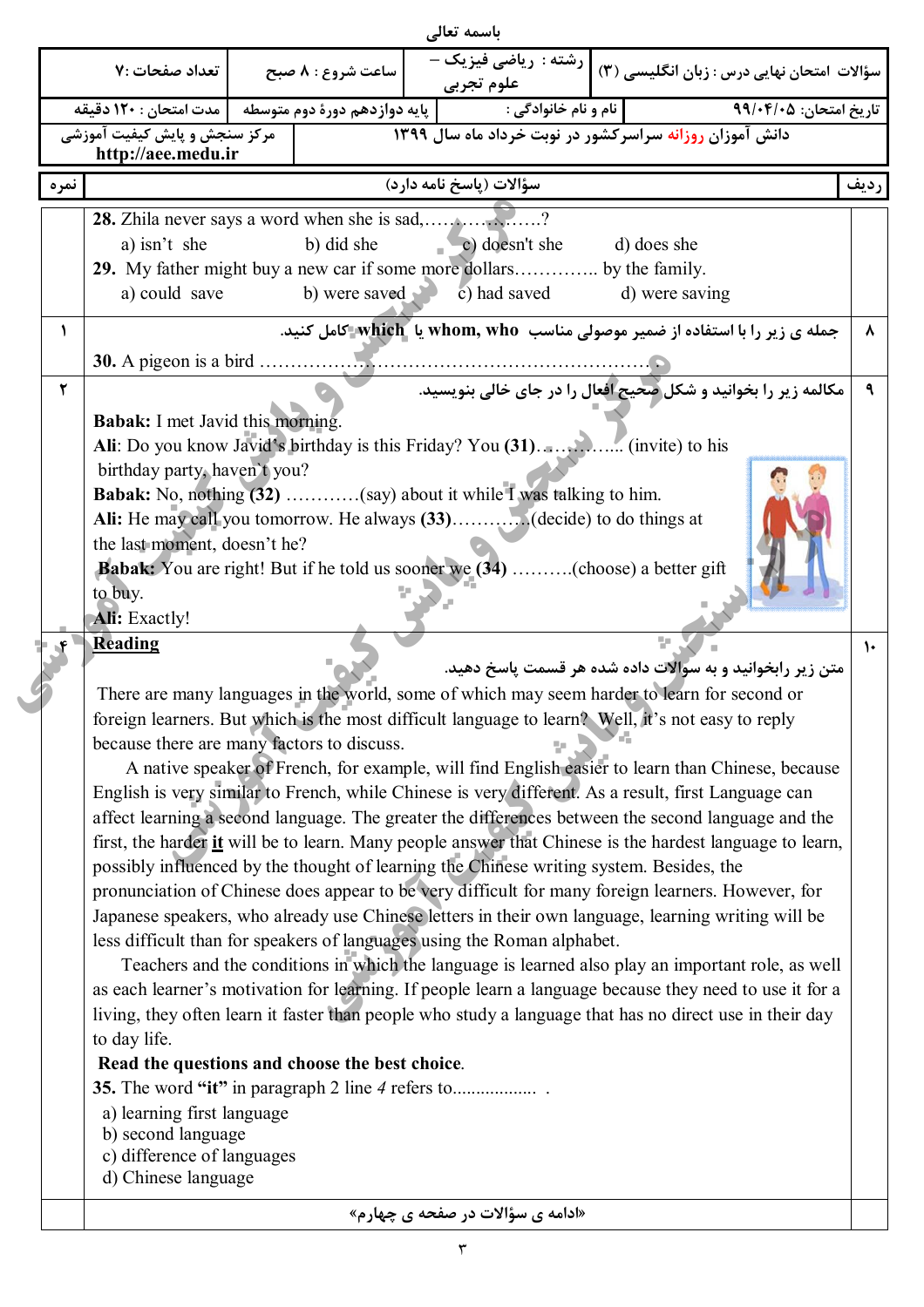باسمه تعالی

| | | | |
|---|---|---|---|
| سؤالات امتحان نهایی درس : زبان انگلیسی (۳) | رشته : ریاضی فیزیک – علوم تجربی | ساعت شروع : ۸ صبح | تعداد صفحات :۷ |
| تاریخ امتحان: ۹۹/۰۴/۰۵ | نام و نام خانوادگی : | پایه دوازدهم دورهٔ دوم متوسطه | مدت امتحان : ۱۲۰ دقیقه |
| دانش آموزان روزانه سراسرکشور در نوبت خرداد ماه سال ۱۳۹۹ | | | مرکز سنجش و پایش کیفیت آموزشی http://aee.medu.ir |

| ردیف | سؤالات (پاسخ نامه دارد) | نمره |
|---|---|---|
| | **28.** Zhila never says a word when she is sad,……………….? <br> a) isn't she  b) did she  c) doesn't she  d) does she <br> **29.** My father might buy a new car if some more dollars………….. by the family. <br> a) could save  b) were saved  c) had saved  d) were saving | |
| ۸ | جمله ی زیر را با استفاده از ضمیر موصولی مناسب whom, who یا which کامل کنید. <br> **30.** A pigeon is a bird …………………………………………………… | ۱ |
| ۹ | مکالمه زیر را بخوانید و شکل صحیح افعال را در جای خالی بنویسید. <br> **Babak:** I met Javid this morning. <br> **Ali**: Do you know Javid's birthday is this Friday? You **(31)**……………. (invite) to his birthday party, haven't you? <br> **Babak:** No, nothing **(32)** …………(say) about it while I was talking to him. <br> **Ali:** He may call you tomorrow. He always **(33)**…………..(decide) to do things at the last moment, doesn't he? <br> **Babak:** You are right! But if he told us sooner we **(34)** ……….(choose) a better gift to buy. <br> **Ali:** Exactly! | ۲ |
| ۱۰ | **Reading** <br> متن زیر رابخوانید و به سؤالات داده شده هر قسمت پاسخ دهید. <br> There are many languages in the world, some of which may seem harder to learn for second or foreign learners. But which is the most difficult language to learn? Well, it's not easy to reply because there are many factors to discuss. <br> A native speaker of French, for example, will find English easier to learn than Chinese, because English is very similar to French, while Chinese is very different. As a result, first Language can affect learning a second language. The greater the differences between the second language and the first, the harder **it** will be to learn. Many people answer that Chinese is the hardest language to learn, possibly influenced by the thought of learning the Chinese writing system. Besides, the pronunciation of Chinese does appear to be very difficult for many foreign learners. However, for Japanese speakers, who already use Chinese letters in their own language, learning writing will be less difficult than for speakers of languages using the Roman alphabet. <br> Teachers and the conditions in which the language is learned also play an important role, as well as each learner's motivation for learning. If people learn a language because they need to use it for a living, they often learn it faster than people who study a language that has no direct use in their day to day life. <br> **Read the questions and choose the best choice**. <br> **35.** The word **"it"** in paragraph 2 line *4* refers to.................. . <br> a) learning first language <br> b) second language <br> c) difference of languages <br> d) Chinese language | ۴ |

«ادامه ی سؤالات در صفحه ی چهارم»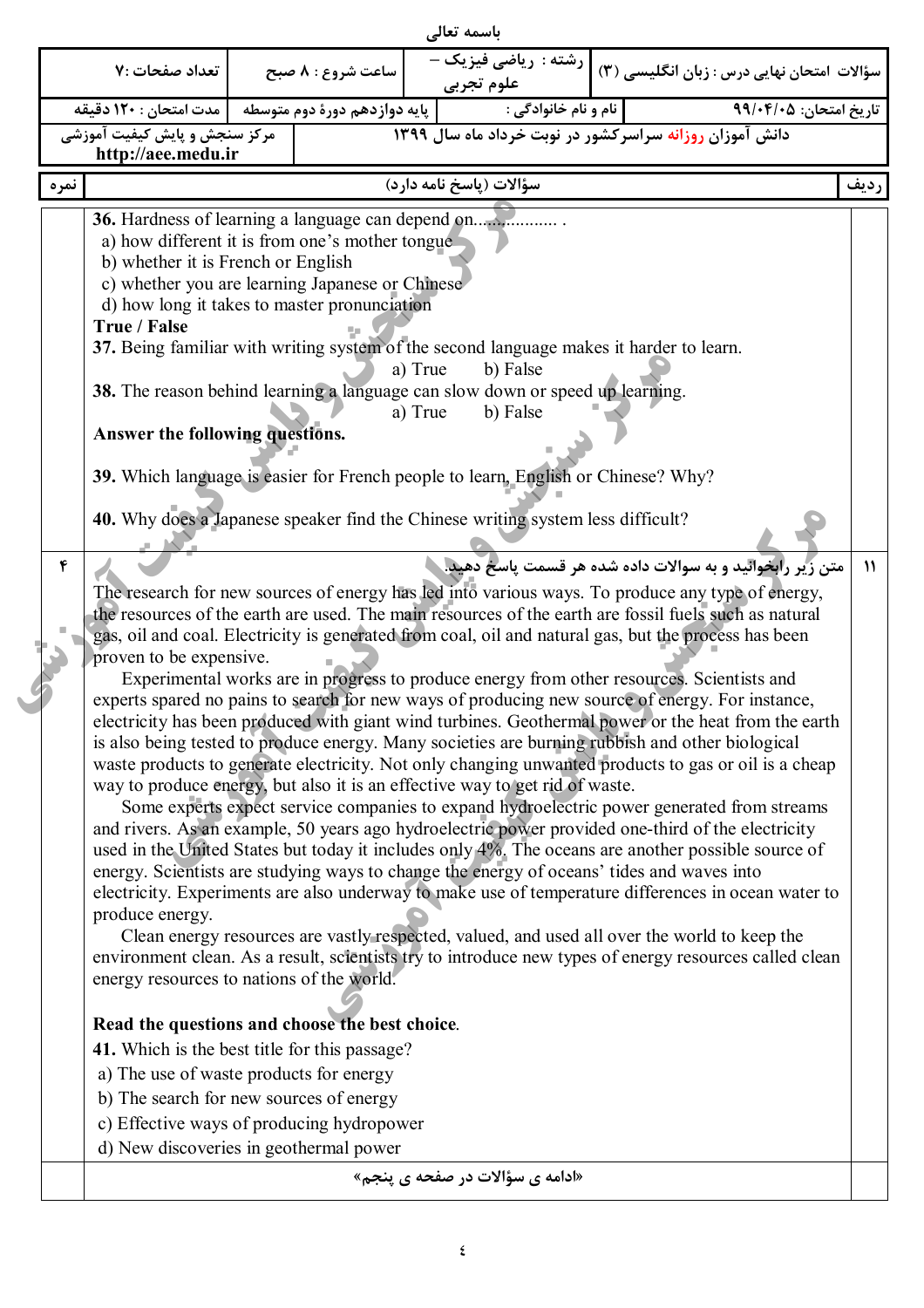باسمه تعالی

| سؤالات امتحان نهایی درس : زبان انگلیسی (۳) | رشته : ریاضی فیزیک – علوم تجربی | ساعت شروع : ۸ صبح | تعداد صفحات: ۷ |
|---|---|---|---|
| تاریخ امتحان: ۹۹/۰۴/۰۵ | نام و نام خانوادگی : | پایه دوازدهم دورهٔ دوم متوسطه | مدت امتحان : ۱۲۰ دقیقه |
| دانش آموزان روزانه سراسرکشور در نوبت خرداد ماه سال ۱۳۹۹ | | | مرکز سنجش و پایش کیفیت آموزشی http://aee.medu.ir |

| ردیف | سؤالات (پاسخ نامه دارد) | نمره |
|---|---|---|

**36.** Hardness of learning a language can depend on................. .

a) how different it is from one's mother tongue
b) whether it is French or English
c) whether you are learning Japanese or Chinese
d) how long it takes to master pronunciation

**True / False**

**37.** Being familiar with writing system of the second language makes it harder to learn.
a) True b) False

**38.** The reason behind learning a language can slow down or speed up learning.
a) True b) False

**Answer the following questions.**

**39.** Which language is easier for French people to learn, English or Chinese? Why?

**40.** Why does a Japanese speaker find the Chinese writing system less difficult?

**۱۱** — متن زیر رابخوانید و به سوالات داده شده هر قسمت پاسخ دهید. — **۴**

The research for new sources of energy has led into various ways. To produce any type of energy, the resources of the earth are used. The main resources of the earth are fossil fuels such as natural gas, oil and coal. Electricity is generated from coal, oil and natural gas, but the process has been proven to be expensive.

Experimental works are in progress to produce energy from other resources. Scientists and experts spared no pains to search for new ways of producing new source of energy. For instance, electricity has been produced with giant wind turbines. Geothermal power or the heat from the earth is also being tested to produce energy. Many societies are burning rubbish and other biological waste products to generate electricity. Not only changing unwanted products to gas or oil is a cheap way to produce energy, but also it is an effective way to get rid of waste.

Some experts expect service companies to expand hydroelectric power generated from streams and rivers. As an example, 50 years ago hydroelectric power provided one-third of the electricity used in the United States but today it includes only 4%. The oceans are another possible source of energy. Scientists are studying ways to change the energy of oceans' tides and waves into electricity. Experiments are also underway to make use of temperature differences in ocean water to produce energy.

Clean energy resources are vastly respected, valued, and used all over the world to keep the environment clean. As a result, scientists try to introduce new types of energy resources called clean energy resources to nations of the world.

**Read the questions and choose the best choice.**

**41.** Which is the best title for this passage?

a) The use of waste products for energy
b) The search for new sources of energy
c) Effective ways of producing hydropower
d) New discoveries in geothermal power

«ادامه ی سؤالات در صفحه ی پنجم»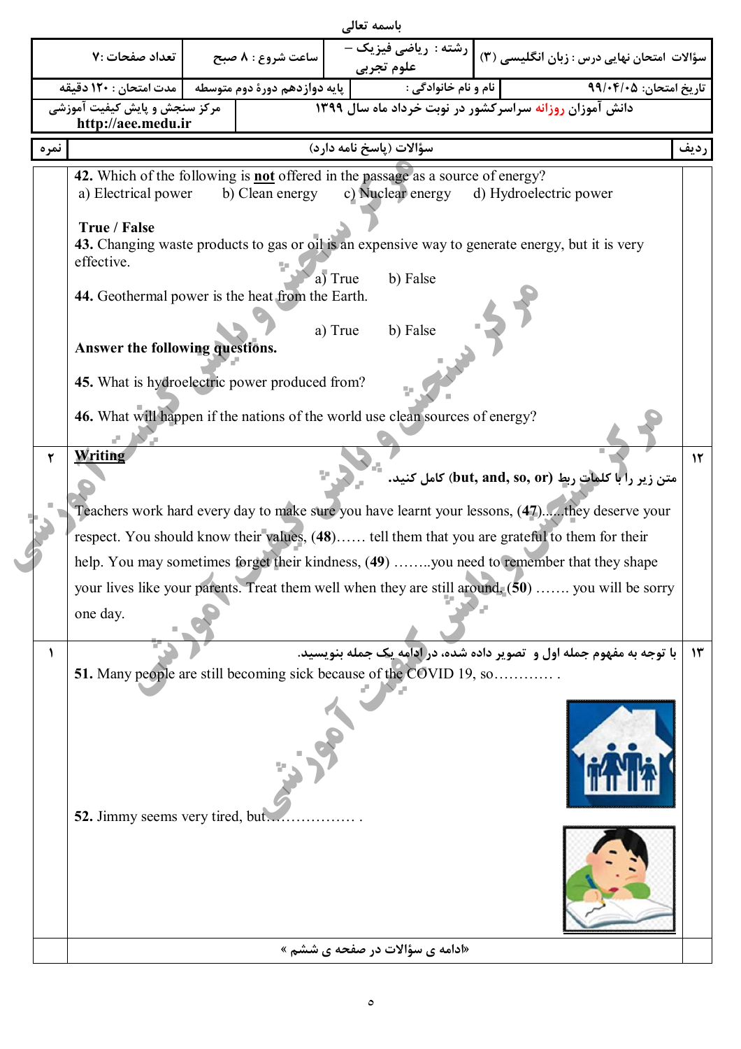| نمره | سؤالات (پاسخ نامه دارد) | ردیف |
|---|---|---|
| | **42.** Which of the following is **not** offered in the passage as a source of energy?<br>a) Electrical power b) Clean energy c) Nuclear energy d) Hydroelectric power<br><br>**True / False**<br>**43.** Changing waste products to gas or oil is an expensive way to generate energy, but it is very effective.<br>a) True b) False<br>**44.** Geothermal power is the heat from the Earth.<br>a) True b) False<br>**Answer the following questions.**<br>**45.** What is hydroelectric power produced from?<br>**46.** What will happen if the nations of the world use clean sources of energy? | |
| ۲ | **Writing**<br>متن زیر را با کلمات ربط (but, and, so, or) کامل کنید.<br>Teachers work hard every day to make sure you have learnt your lessons, (**47**)......they deserve your respect. You should know their values, (**48**)…… tell them that you are grateful to them for their help. You may sometimes forget their kindness, (**49**) ……..you need to remember that they shape your lives like your parents. Treat them well when they are still around, (**50**) ……. you will be sorry one day. | ۱۲ |
| ۱ | با توجه به مفهوم جمله اول و تصویر داده شده، در ادامه یک جمله بنویسید.<br>**51.** Many people are still becoming sick because of the COVID 19, so………… .<br><br>**52.** Jimmy seems very tired, but……………… . | ۱۳ |

«ادامه ی سؤالات در صفحه ی ششم»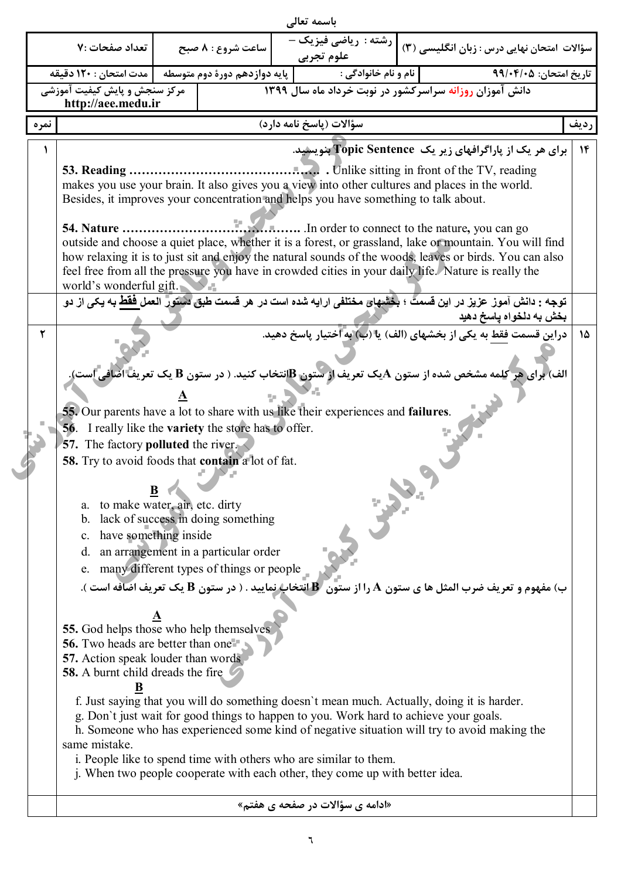باسمه تعالی

| سؤالات امتحان نهایی درس : زبان انگلیسی (۳) | رشته : ریاضی فیزیک – علوم تجربی | ساعت شروع : ۸ صبح | تعداد صفحات :۷ |
|---|---|---|---|
| تاریخ امتحان: ۹۹/۰۴/۰۵ | نام و نام خانوادگی : | پایه دوازدهم دورهٔ دوم متوسطه | مدت امتحان : ۱۲۰ دقیقه |
| دانش آموزان روزانه سراسرکشور در نوبت خرداد ماه سال ۱۳۹۹ | | مرکز سنجش و پایش کیفیت آموزشی http://aee.medu.ir | |

| ردیف | سؤالات (پاسخ نامه دارد) | نمره |
|---|---|---|

**۱۴** برای هر یک از پاراگرافهای زیر یک Topic Sentence بنویسید. (۱ نمره)

53. Reading ……………………………………… . Unlike sitting in front of the TV, reading makes you use your brain. It also gives you a view into other cultures and places in the world. Besides, it improves your concentration and helps you have something to talk about.

54. Nature ………………………………… .In order to connect to the nature, you can go outside and choose a quiet place, whether it is a forest, or grassland, lake or mountain. You will find how relaxing it is to just sit and enjoy the natural sounds of the woods, leaves or birds. You can also feel free from all the pressure you have in crowded cities in your daily life. Nature is really the world's wonderful gift.

توجه : دانش آموز عزیز در این قسمت ؛ بخشهای مختلفی ارایه شده است در هر قسمت طبق دستور العمل **فقط** به یکی از دو بخش به دلخواه پاسخ دهید

**۱۵** دراین قسمت فقط به یکی از بخشهای (الف) یا (ب) به اختیار پاسخ دهید. (۲ نمره)

الف) برای هر کلمه مشخص شده از ستون Aیک تعریف از ستون Bانتخاب کنید. ( در ستون B یک تعریف اضافی است).

**A**

55. Our parents have a lot to share with us like their experiences and **failures**.
56. I really like the **variety** the store has to offer.
57. The factory **polluted** the river.
58. Try to avoid foods that **contain** a lot of fat.

**B**

a. to make water, air, etc. dirty
b. lack of success in doing something
c. have something inside
d. an arrangement in a particular order
e. many different types of things or people

ب) مفهوم و تعریف ضرب المثل ها ی ستون A را از ستون B انتخاب نمایید . ( در ستون B یک تعریف اضافه است ).

**A**

55. God helps those who help themselves
56. Two heads are better than one
57. Action speak louder than words
58. A burnt child dreads the fire

**B**

f. Just saying that you will do something doesn`t mean much. Actually, doing it is harder.
g. Don`t just wait for good things to happen to you. Work hard to achieve your goals.
h. Someone who has experienced some kind of negative situation will try to avoid making the same mistake.
i. People like to spend time with others who are similar to them.
j. When two people cooperate with each other, they come up with better idea.

«ادامه ی سؤالات در صفحه ی هفتم»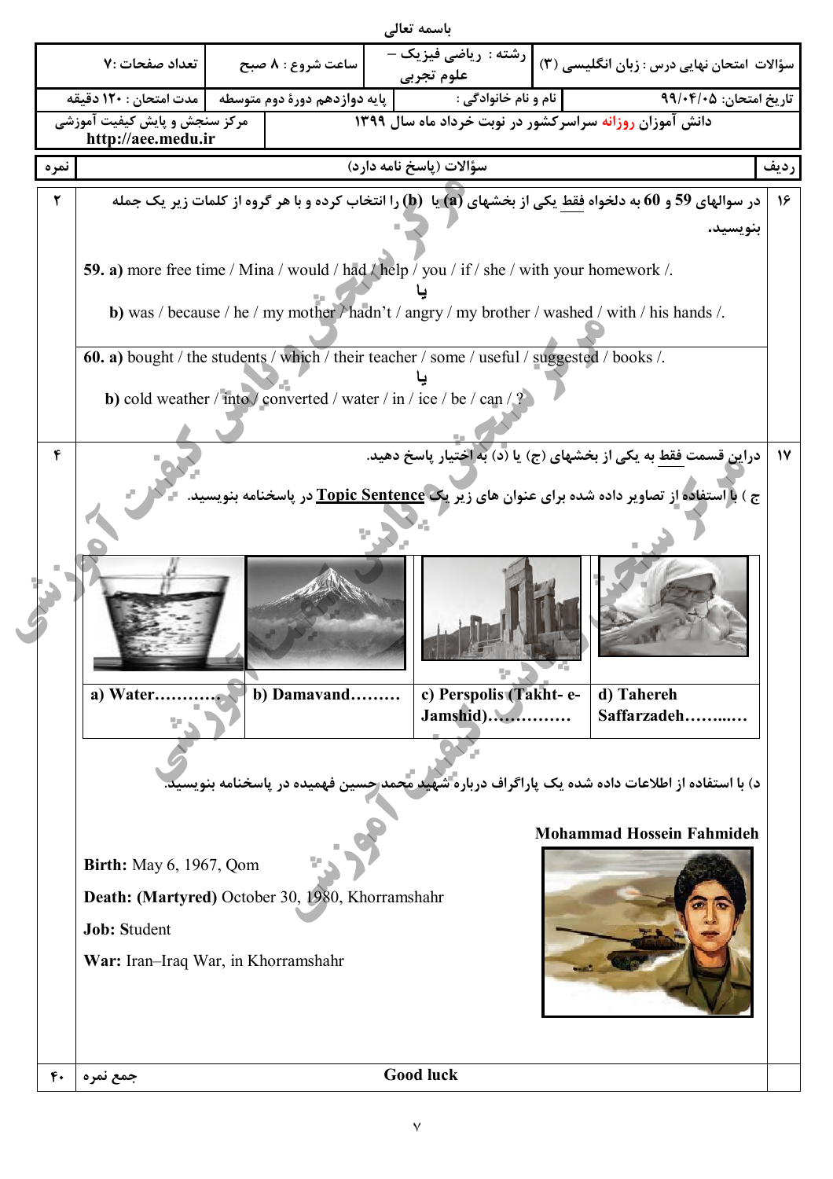باسمه تعالی

| | | | |
|---|---|---|---|
| سؤالات امتحان نهایی درس : زبان انگلیسی (۳) | رشته : ریاضی فیزیک – علوم تجربی | ساعت شروع : ۸ صبح | تعداد صفحات: ۷ |
| تاریخ امتحان: ۹۹/۰۴/۰۵ | نام و نام خانوادگی : | پایه دوازدهم دورهٔ دوم متوسطه | مدت امتحان : ۱۲۰ دقیقه |
| دانش آموزان روزانه سراسرکشور در نوبت خرداد ماه سال ۱۳۹۹ | | مرکز سنجش و پایش کیفیت آموزشی http://aee.medu.ir | |

| ردیف | سؤالات (پاسخ نامه دارد) | نمره |
|---|---|---|
| ۱۶ | در سوالهای 59 و 60 به دلخواه فقط یکی از بخشهای (a) یا (b) را انتخاب کرده و با هر گروه از کلمات زیر یک جمله بنویسید.<br><br>**59. a)** more free time / Mina / would / had / help / you / if / she / with your homework /.<br>**یا**<br>**b)** was / because / he / my mother / hadn't / angry / my brother / washed / with / his hands /.<br><br>**60. a)** bought / the students / which / their teacher / some / useful / suggested / books /.<br>**یا**<br>**b)** cold weather / into / converted / water / in / ice / be / can / ? | ۲ |
| ۱۷ | دراین قسمت فقط به یکی از بخشهای (ج) یا (د) به اختیار پاسخ دهید.<br><br>ج ) با استفاده از تصاویر داده شده برای عنوان های زیر یک **Topic Sentence** در پاسخنامه بنویسید.<br><br>**a) Water…………** &nbsp; **b) Damavand………** &nbsp; **c) Perspolis (Takht- e- Jamshid)……………** &nbsp; **d) Tahereh Saffarzadeh………..…**<br><br>د) با استفاده از اطلاعات داده شده یک پاراگراف درباره شهید محمد حسین فهمیده در پاسخنامه بنویسید.<br><br>**Mohammad Hossein Fahmideh**<br><br>**Birth:** May 6, 1967, Qom<br>**Death: (Martyred)** October 30, 1980, Khorramshahr<br>**Job:** Student<br>**War:** Iran–Iraq War, in Khorramshahr | ۴ |
| | **Good luck** &nbsp;&nbsp; جمع نمره | ۴۰ |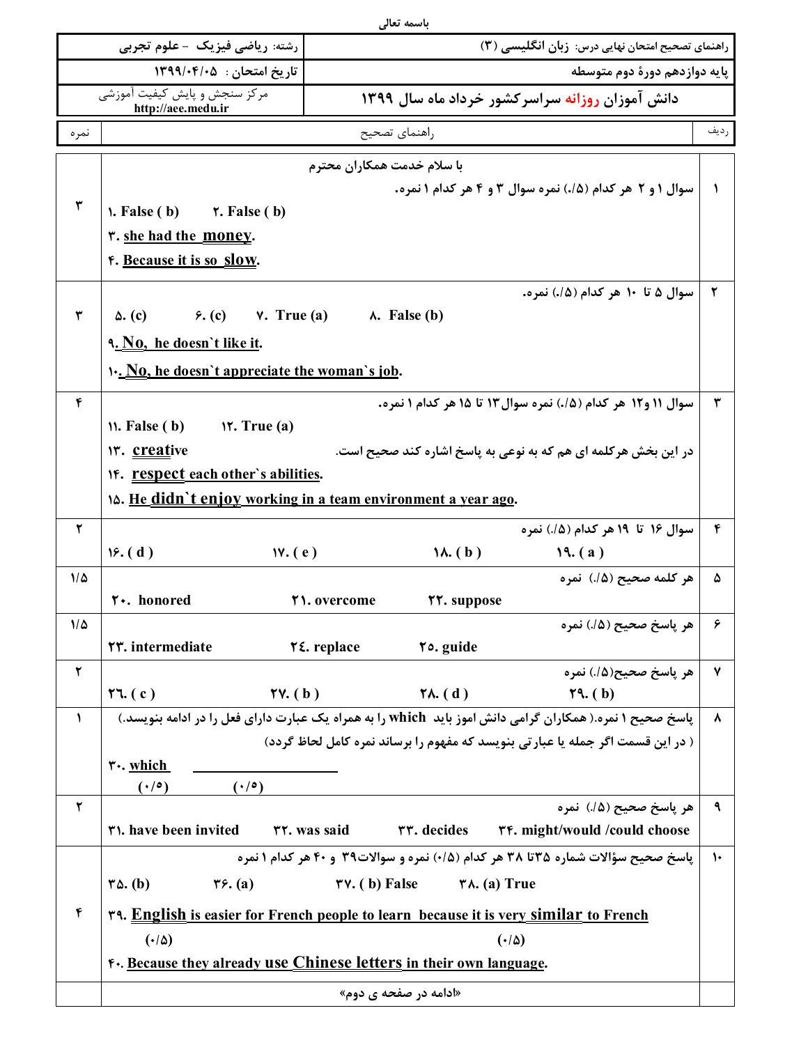باسمه تعالی

| رشته: ریاضی فیزیک - علوم تجربی | راهنمای تصحیح امتحان نهایی درس: زبان انگلیسی (۳) |
|---|---|
| تاریخ امتحان: ۱۳۹۹/۰۴/۰۵ | پایه دوازدهم دورهٔ دوم متوسطه |
| مرکز سنجش و پایش کیفیت آموزشی http://aee.medu.ir | دانش آموزان روزانه سراسرکشور خرداد ماه سال ۱۳۹۹ |

| ردیف | راهنمای تصحیح | نمره |
|---|---|---|
| ۱ | **با سلام خدمت همکاران محترم**<br>سوال ۱ و ۲ هر کدام (۰/۵) نمره سوال ۳ و ۴ هر کدام ۱ نمره.<br>۱. False ( b )  ۲. False ( b )<br>۳. she had the money.<br>۴. Because it is so slow. | ۳ |
| ۲ | سوال ۵ تا ۱۰ هر کدام (۰/۵) نمره.<br>۵. (c)  ۶. (c)  ۷. True (a)  ۸. False (b)<br>۹. No, he doesn`t like it.<br>۱۰. No, he doesn`t appreciate the woman`s job. | ۳ |
| ۳ | سوال ۱۱ و۱۲ هر کدام (۰/۵) نمره سوال۱۳ تا ۱۵ هر کدام ۱ نمره.<br>۱۱. False ( b )  ۱۲. True (a)<br>۱۳. creative  در این بخش هرکلمه ای هم که به نوعی به پاسخ اشاره کند صحیح است.<br>۱۴. respect each other`s abilities.<br>۱۵. He didn`t enjoy working in a team environment a year ago. | ۴ |
| ۴ | سوال ۱۶ تا ۱۹ هر کدام (۰/۵) نمره<br>۱۶. ( d )  ۱۷. ( e )  ۱۸. ( b )  ۱۹. ( a ) | ۲ |
| ۵ | هر کلمه صحیح (۰/۵) نمره<br>۲۰. honored  ۲۱. overcome  ۲۲. suppose | ۱/۵ |
| ۶ | هر پاسخ صحیح (۰/۵) نمره<br>۲۳. intermediate  ۲٤. replace  ۲٥. guide | ۱/۵ |
| ۷ | هر پاسخ صحیح(۰/۵) نمره<br>۲٦. ( c )  ۲۷. ( b )  ۲۸. ( d )  ۲۹. ( b) | ۲ |
| ۸ | پاسخ صحیح ۱ نمره.( همکاران گرامی دانش اموز باید which را به همراه یک عبارت دارای فعل را در ادامه بنویسد.)<br>( در این قسمت اگر جمله یا عبارتی بنویسد که مفهوم را برساند نمره کامل لحاظ گردد)<br>۳۰. which ________________<br>(۰/۵)  (۰/۵) | ۱ |
| ۹ | هر پاسخ صحیح (۰/۵) نمره<br>۳۱. have been invited  ۳۲. was said  ۳۳. decides  ۳۴. might/would /could choose | ۲ |
| ۱۰ | پاسخ صحیح سؤالات شماره ۳۵تا ۳۸ هر کدام (۰/۵) نمره و سوالات۳۹ و ۴۰ هر کدام ۱ نمره<br>۳۵. (b)  ۳۶. (a)  ۳۷. ( b) False  ۳۸. (a) True<br>۳۹. English is easier for French people to learn because it is very similar to French<br>(۰/۵)  (۰/۵)<br>۴۰. Because they already use Chinese letters in their own language. | ۴ |
| | «ادامه در صفحه ی دوم» | |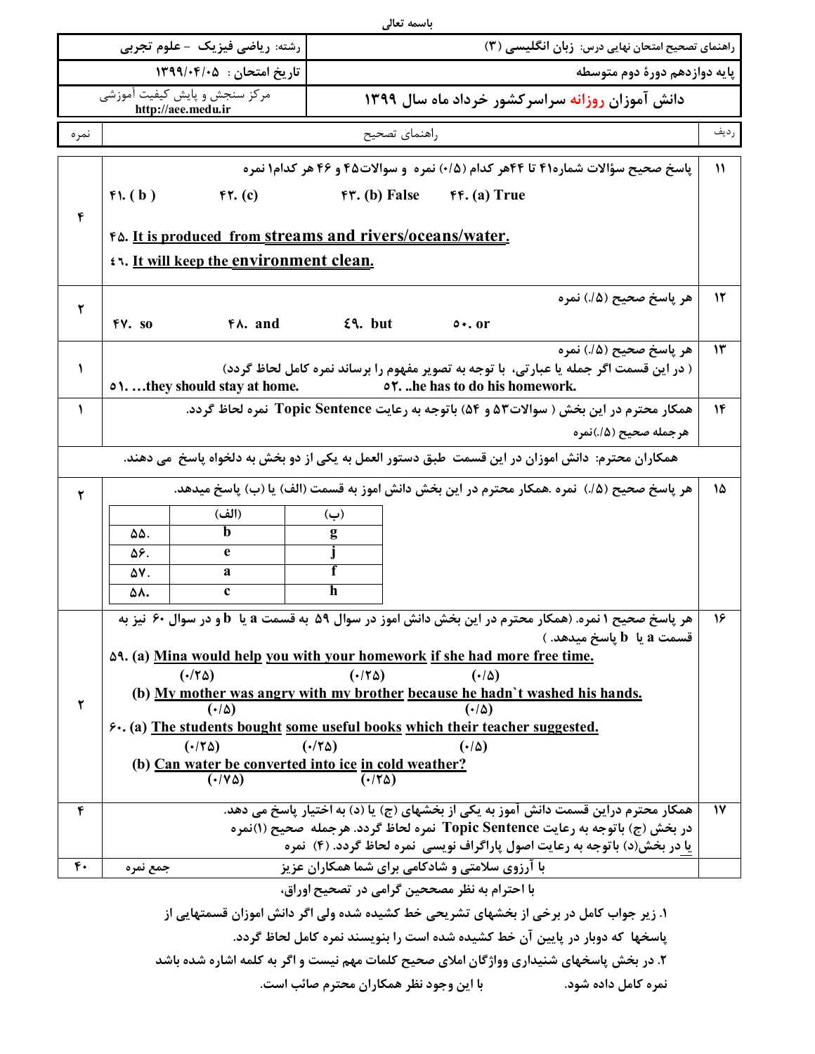باسمه تعالی

| راهنمای تصحیح امتحان نهایی درس: زبان انگلیسی (۳) | رشته: ریاضی فیزیک - علوم تجربی |
|---|---|
| پایه دوازدهم دورهٔ دوم متوسطه | تاریخ امتحان: ۱۳۹۹/۰۴/۰۵ |
| دانش آموزان روزانه سراسرکشور خرداد ماه سال ۱۳۹۹ | مرکز سنجش و پایش کیفیت آموزشی http://aee.medu.ir |

| ردیف | راهنمای تصحیح | نمره |
|---|---|---|
| ۱۱ | پاسخ صحیح سؤالات شماره۴۱ تا ۴۴هر کدام (۰/۵) نمره و سوالات۴۵ و ۴۶ هر کدام۱ نمره<br>۴۱. ( b )   ۴۲. (c)   ۴۳. (b) False   ۴۴. (a) True<br>۴۵. It is produced from streams and rivers/oceans/water.<br>۴۶. It will keep the environment clean. | ۴ |
| ۱۲ | هر پاسخ صحیح (۰/۵) نمره<br>۴۷. so   ۴۸. and   ۴۹. but   ۵۰. or | ۲ |
| ۱۳ | هر پاسخ صحیح (۰/۵) نمره<br>( در این قسمت اگر جمله یا عبارتی، با توجه به تصویر مفهوم را برساند نمره کامل لحاظ گردد)<br>۵۱. …they should stay at home.   ۵۲. ..he has to do his homework. | ۱ |
| ۱۴ | همکار محترم در این بخش ( سوالات۵۳ و ۵۴) باتوجه به رعایت Topic Sentence نمره لحاظ گردد.<br>هرجمله صحیح (۰/۵)نمره | ۱ |
| | همکاران محترم: دانش اموزان در این قسمت طبق دستور العمل به یکی از دو بخش به دلخواه پاسخ می دهند. | |
| ۱۵ | هر پاسخ صحیح (۰/۵) نمره .همکار محترم در این بخش دانش اموز به قسمت (الف) یا (ب) پاسخ میدهد.<br>۵۵. (الف) b — (ب) g<br>۵۶. (الف) e — (ب) j<br>۵۷. (الف) a — (ب) f<br>۵۸. (الف) c — (ب) h | ۲ |
| ۱۶ | هر پاسخ صحیح ۱ نمره. (همکار محترم در این بخش دانش اموز در سوال ۵۹ به قسمت a یا b و در سوال ۶۰ نیز به قسمت a یا b پاسخ میدهد. )<br>۵۹. (a) Mina would help (۰/۲۵) you with your homework (۰/۲۵) if she had more free time. (۰/۵)<br>(b) My mother was angry with my brother (۰/۵) because he hadn`t washed his hands. (۰/۵)<br>۶۰. (a) The students bought (۰/۲۵) some useful books (۰/۲۵) which their teacher suggested. (۰/۵)<br>(b) Can water be converted into ice (۰/۷۵) in cold weather? (۰/۲۵) | ۲ |
| ۱۷ | همکار محترم دراین قسمت دانش آموز به یکی از بخشهای (ج) یا (د) به اختیار پاسخ می دهد.<br>در بخش (ج) باتوجه به رعایت Topic Sentence نمره لحاظ گردد. هرجمله صحیح (۱)نمره<br>یا در بخش(د) باتوجه به رعایت اصول پاراگراف نویسی نمره لحاظ گردد. (۴) نمره | ۴ |
| | جمع نمره — با آرزوی سلامتی و شادکامی برای شما همکاران عزیز | ۴۰ |

با احترام به نظر مصححین گرامی در تصحیح اوراق،

۱. زیر جواب کامل در برخی از بخشهای تشریحی خط کشیده شده ولی اگر دانش اموزان قسمتهایی از پاسخها که دوبار در پایین آن خط کشیده شده است را بنویسند نمره کامل لحاظ گردد.

۲. در بخش پاسخهای شنیداری وواژگان املای صحیح کلمات مهم نیست و اگر به کلمه اشاره شده باشد نمره کامل داده شود. با این وجود نظر همکاران محترم صائب است.